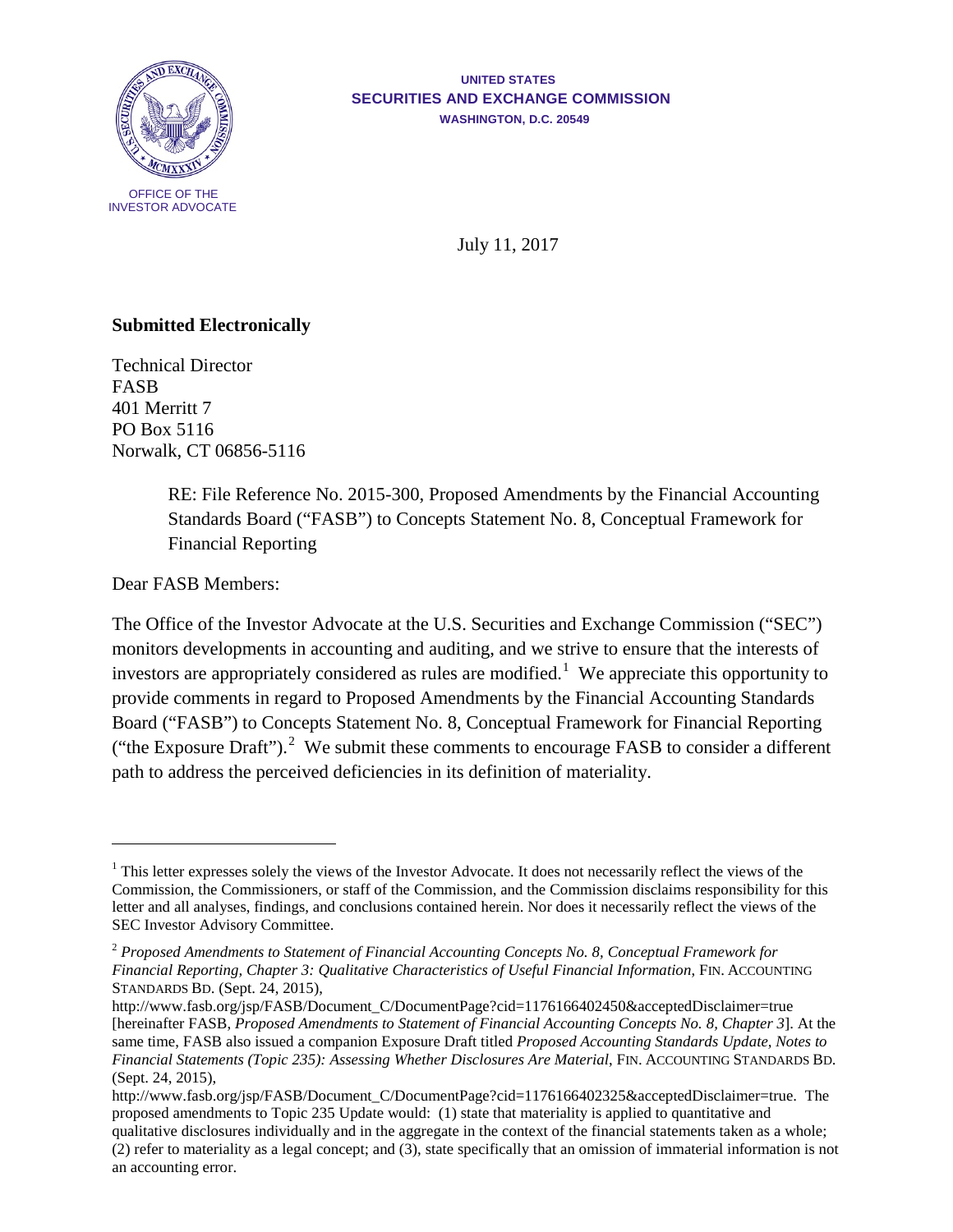OFFICE OF THE INVESTOR ADVOCATE

**UNITED STATES**
**SECURITIES AND EXCHANGE COMMISSION**
**WASHINGTON, D.C. 20549**

July 11, 2017

**Submitted Electronically**

Technical Director
FASB
401 Merritt 7
PO Box 5116
Norwalk, CT 06856-5116

RE: File Reference No. 2015-300, Proposed Amendments by the Financial Accounting Standards Board ("FASB") to Concepts Statement No. 8, Conceptual Framework for Financial Reporting

Dear FASB Members:

The Office of the Investor Advocate at the U.S. Securities and Exchange Commission ("SEC") monitors developments in accounting and auditing, and we strive to ensure that the interests of investors are appropriately considered as rules are modified.[1] We appreciate this opportunity to provide comments in regard to Proposed Amendments by the Financial Accounting Standards Board ("FASB") to Concepts Statement No. 8, Conceptual Framework for Financial Reporting ("the Exposure Draft").[2] We submit these comments to encourage FASB to consider a different path to address the perceived deficiencies in its definition of materiality.

---

[1] This letter expresses solely the views of the Investor Advocate. It does not necessarily reflect the views of the Commission, the Commissioners, or staff of the Commission, and the Commission disclaims responsibility for this letter and all analyses, findings, and conclusions contained herein. Nor does it necessarily reflect the views of the SEC Investor Advisory Committee.

[2] *Proposed Amendments to Statement of Financial Accounting Concepts No. 8, Conceptual Framework for Financial Reporting, Chapter 3: Qualitative Characteristics of Useful Financial Information*, FIN. ACCOUNTING STANDARDS BD. (Sept. 24, 2015), http://www.fasb.org/jsp/FASB/Document_C/DocumentPage?cid=1176166402450&acceptedDisclaimer=true [hereinafter FASB, *Proposed Amendments to Statement of Financial Accounting Concepts No. 8, Chapter 3*]. At the same time, FASB also issued a companion Exposure Draft titled *Proposed Accounting Standards Update, Notes to Financial Statements (Topic 235): Assessing Whether Disclosures Are Material*, FIN. ACCOUNTING STANDARDS BD. (Sept. 24, 2015), http://www.fasb.org/jsp/FASB/Document_C/DocumentPage?cid=1176166402325&acceptedDisclaimer=true. The proposed amendments to Topic 235 Update would: (1) state that materiality is applied to quantitative and qualitative disclosures individually and in the aggregate in the context of the financial statements taken as a whole; (2) refer to materiality as a legal concept; and (3), state specifically that an omission of immaterial information is not an accounting error.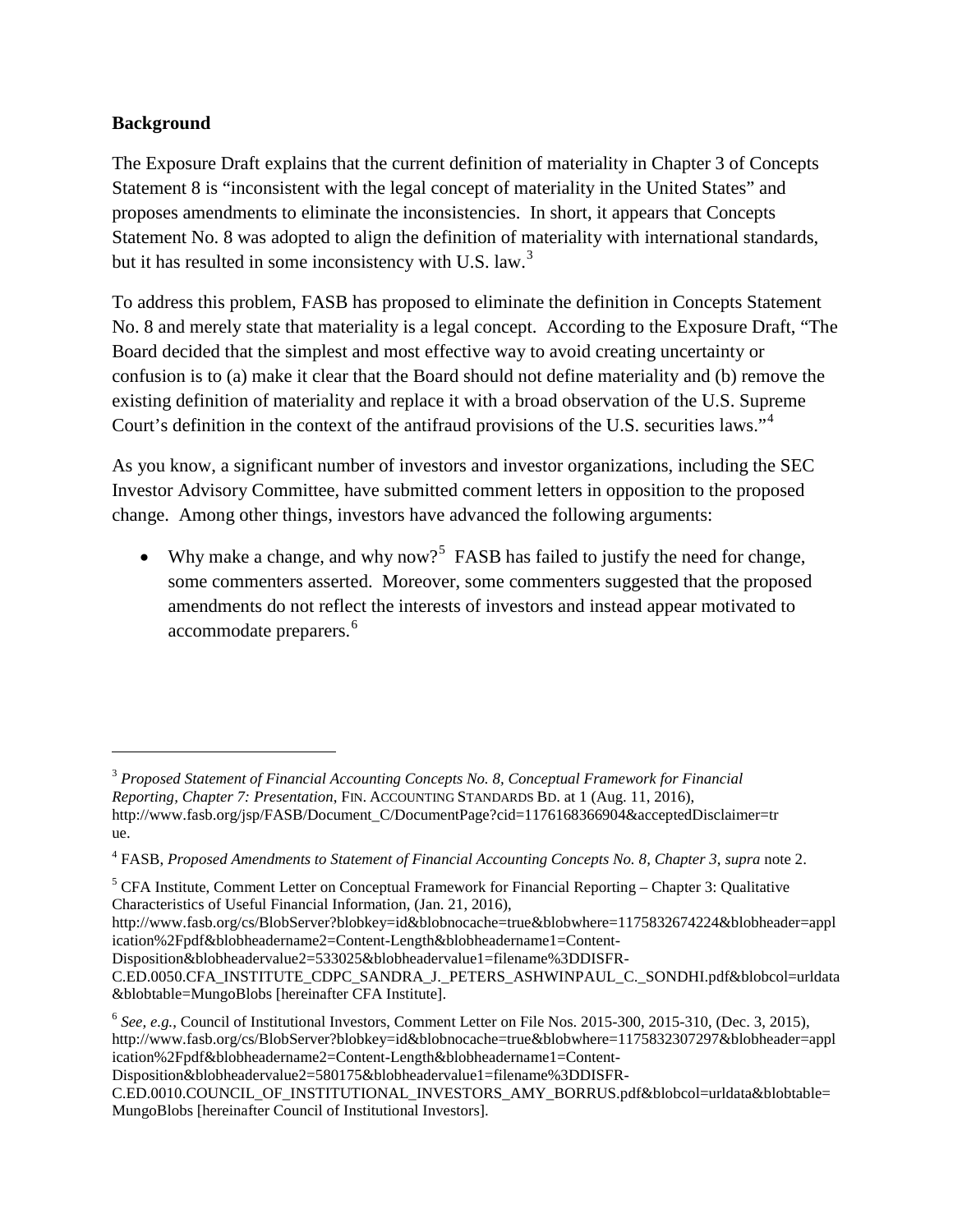**Background**

The Exposure Draft explains that the current definition of materiality in Chapter 3 of Concepts Statement 8 is "inconsistent with the legal concept of materiality in the United States" and proposes amendments to eliminate the inconsistencies. In short, it appears that Concepts Statement No. 8 was adopted to align the definition of materiality with international standards, but it has resulted in some inconsistency with U.S. law.[3]

To address this problem, FASB has proposed to eliminate the definition in Concepts Statement No. 8 and merely state that materiality is a legal concept. According to the Exposure Draft, "The Board decided that the simplest and most effective way to avoid creating uncertainty or confusion is to (a) make it clear that the Board should not define materiality and (b) remove the existing definition of materiality and replace it with a broad observation of the U.S. Supreme Court's definition in the context of the antifraud provisions of the U.S. securities laws."[4]

As you know, a significant number of investors and investor organizations, including the SEC Investor Advisory Committee, have submitted comment letters in opposition to the proposed change. Among other things, investors have advanced the following arguments:

- Why make a change, and why now?[5] FASB has failed to justify the need for change, some commenters asserted. Moreover, some commenters suggested that the proposed amendments do not reflect the interests of investors and instead appear motivated to accommodate preparers.[6]

---

[3] *Proposed Statement of Financial Accounting Concepts No. 8, Conceptual Framework for Financial Reporting, Chapter 7: Presentation*, FIN. ACCOUNTING STANDARDS BD. at 1 (Aug. 11, 2016), http://www.fasb.org/jsp/FASB/Document_C/DocumentPage?cid=1176168366904&acceptedDisclaimer=true.

[4] FASB, *Proposed Amendments to Statement of Financial Accounting Concepts No. 8, Chapter 3*, *supra* note 2.

[5] CFA Institute, Comment Letter on Conceptual Framework for Financial Reporting – Chapter 3: Qualitative Characteristics of Useful Financial Information, (Jan. 21, 2016), http://www.fasb.org/cs/BlobServer?blobkey=id&blobnocache=true&blobwhere=1175832674224&blobheader=application%2Fpdf&blobheadername2=Content-Length&blobheadername1=Content-Disposition&blobheadervalue2=533025&blobheadervalue1=filename%3DDISFR-C.ED.0050.CFA_INSTITUTE_CDPC_SANDRA_J._PETERS_ASHWINPAUL_C._SONDHI.pdf&blobcol=urldata&blobtable=MungoBlobs [hereinafter CFA Institute].

[6] *See, e.g.*, Council of Institutional Investors, Comment Letter on File Nos. 2015-300, 2015-310, (Dec. 3, 2015), http://www.fasb.org/cs/BlobServer?blobkey=id&blobnocache=true&blobwhere=1175832307297&blobheader=application%2Fpdf&blobheadername2=Content-Length&blobheadername1=Content-Disposition&blobheadervalue2=580175&blobheadervalue1=filename%3DDISFR-C.ED.0010.COUNCIL_OF_INSTITUTIONAL_INVESTORS_AMY_BORRUS.pdf&blobcol=urldata&blobtable=MungoBlobs [hereinafter Council of Institutional Investors].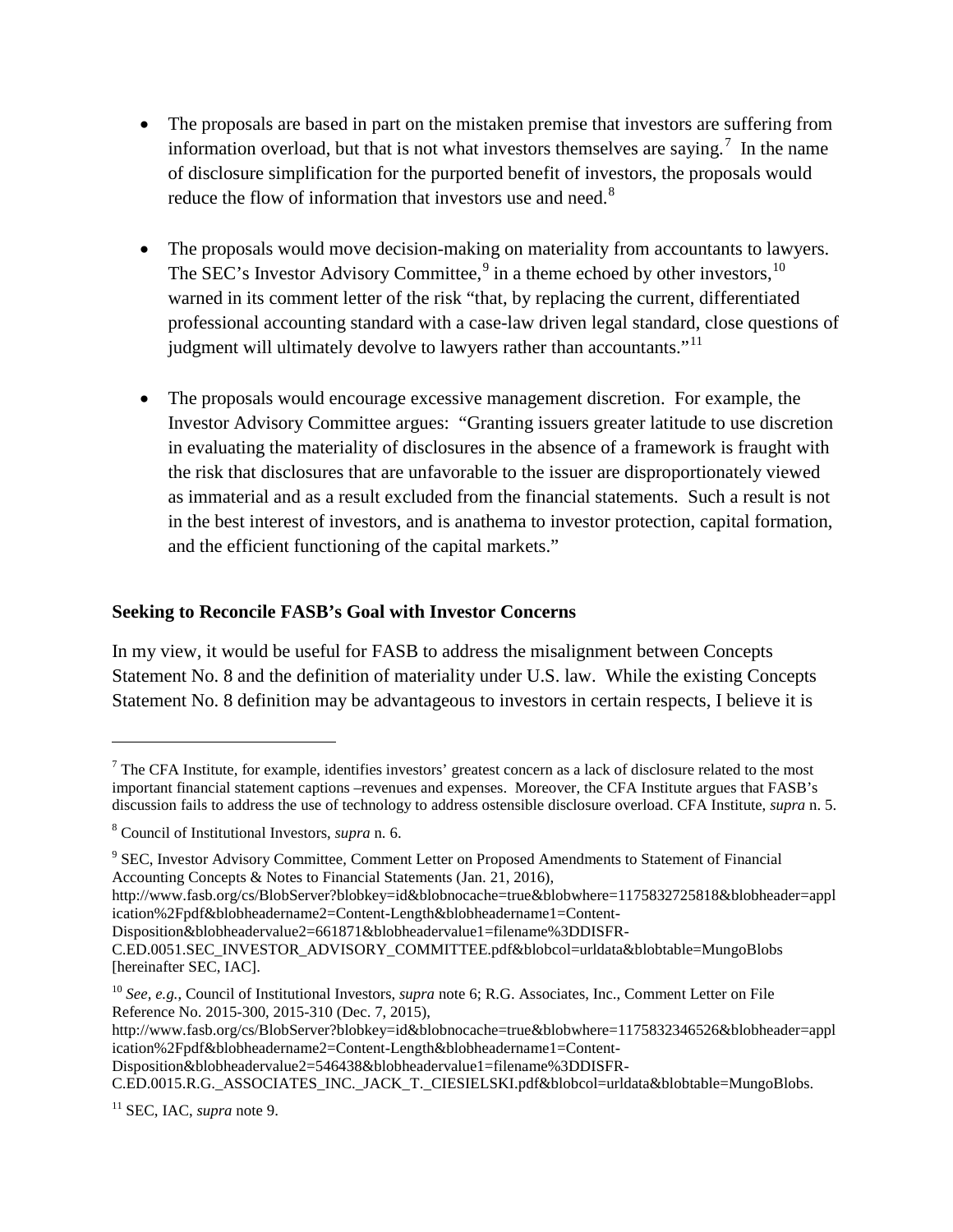- The proposals are based in part on the mistaken premise that investors are suffering from information overload, but that is not what investors themselves are saying.[7] In the name of disclosure simplification for the purported benefit of investors, the proposals would reduce the flow of information that investors use and need.[8]

- The proposals would move decision-making on materiality from accountants to lawyers. The SEC's Investor Advisory Committee,[9] in a theme echoed by other investors,[10] warned in its comment letter of the risk "that, by replacing the current, differentiated professional accounting standard with a case-law driven legal standard, close questions of judgment will ultimately devolve to lawyers rather than accountants."[11]

- The proposals would encourage excessive management discretion. For example, the Investor Advisory Committee argues: "Granting issuers greater latitude to use discretion in evaluating the materiality of disclosures in the absence of a framework is fraught with the risk that disclosures that are unfavorable to the issuer are disproportionately viewed as immaterial and as a result excluded from the financial statements. Such a result is not in the best interest of investors, and is anathema to investor protection, capital formation, and the efficient functioning of the capital markets."

**Seeking to Reconcile FASB's Goal with Investor Concerns**

In my view, it would be useful for FASB to address the misalignment between Concepts Statement No. 8 and the definition of materiality under U.S. law. While the existing Concepts Statement No. 8 definition may be advantageous to investors in certain respects, I believe it is

---

[7] The CFA Institute, for example, identifies investors' greatest concern as a lack of disclosure related to the most important financial statement captions –revenues and expenses. Moreover, the CFA Institute argues that FASB's discussion fails to address the use of technology to address ostensible disclosure overload. CFA Institute, *supra* n. 5.

[8] Council of Institutional Investors, *supra* n. 6.

[9] SEC, Investor Advisory Committee, Comment Letter on Proposed Amendments to Statement of Financial Accounting Concepts & Notes to Financial Statements (Jan. 21, 2016), http://www.fasb.org/cs/BlobServer?blobkey=id&blobnocache=true&blobwhere=1175832725818&blobheader=application%2Fpdf&blobheadername2=Content-Length&blobheadername1=Content-Disposition&blobheadervalue2=661871&blobheadervalue1=filename%3DDISFR-C.ED.0051.SEC_INVESTOR_ADVISORY_COMMITTEE.pdf&blobcol=urldata&blobtable=MungoBlobs [hereinafter SEC, IAC].

[10] *See, e.g.*, Council of Institutional Investors, *supra* note 6; R.G. Associates, Inc., Comment Letter on File Reference No. 2015-300, 2015-310 (Dec. 7, 2015), http://www.fasb.org/cs/BlobServer?blobkey=id&blobnocache=true&blobwhere=1175832346526&blobheader=application%2Fpdf&blobheadername2=Content-Length&blobheadername1=Content-Disposition&blobheadervalue2=546438&blobheadervalue1=filename%3DDISFR-C.ED.0015.R.G._ASSOCIATES_INC._JACK_T._CIESIELSKI.pdf&blobcol=urldata&blobtable=MungoBlobs.

[11] SEC, IAC, *supra* note 9.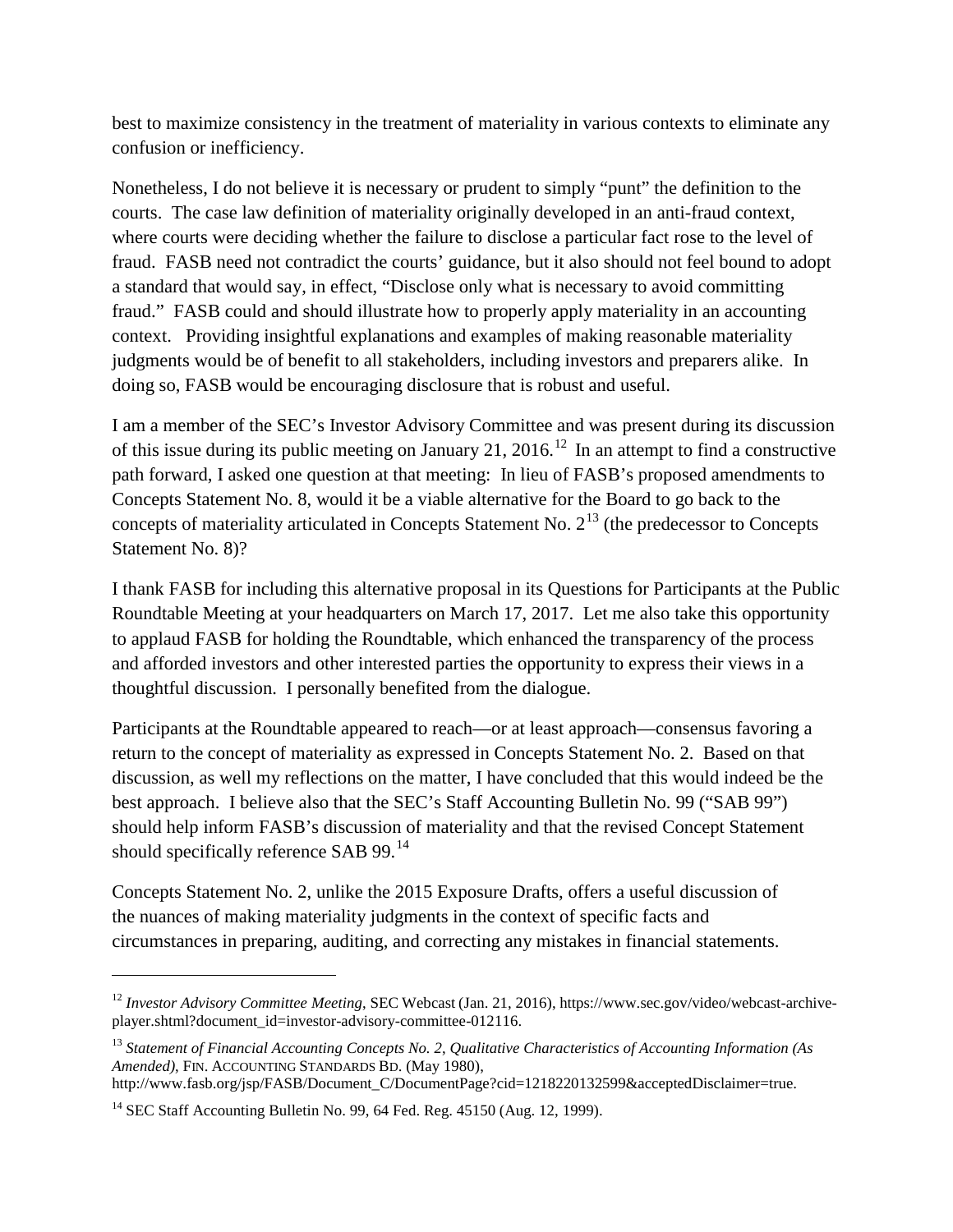best to maximize consistency in the treatment of materiality in various contexts to eliminate any confusion or inefficiency.

Nonetheless, I do not believe it is necessary or prudent to simply "punt" the definition to the courts. The case law definition of materiality originally developed in an anti-fraud context, where courts were deciding whether the failure to disclose a particular fact rose to the level of fraud. FASB need not contradict the courts' guidance, but it also should not feel bound to adopt a standard that would say, in effect, "Disclose only what is necessary to avoid committing fraud." FASB could and should illustrate how to properly apply materiality in an accounting context. Providing insightful explanations and examples of making reasonable materiality judgments would be of benefit to all stakeholders, including investors and preparers alike. In doing so, FASB would be encouraging disclosure that is robust and useful.

I am a member of the SEC's Investor Advisory Committee and was present during its discussion of this issue during its public meeting on January 21, 2016.[12] In an attempt to find a constructive path forward, I asked one question at that meeting: In lieu of FASB's proposed amendments to Concepts Statement No. 8, would it be a viable alternative for the Board to go back to the concepts of materiality articulated in Concepts Statement No. 2[13] (the predecessor to Concepts Statement No. 8)?

I thank FASB for including this alternative proposal in its Questions for Participants at the Public Roundtable Meeting at your headquarters on March 17, 2017. Let me also take this opportunity to applaud FASB for holding the Roundtable, which enhanced the transparency of the process and afforded investors and other interested parties the opportunity to express their views in a thoughtful discussion. I personally benefited from the dialogue.

Participants at the Roundtable appeared to reach—or at least approach—consensus favoring a return to the concept of materiality as expressed in Concepts Statement No. 2. Based on that discussion, as well my reflections on the matter, I have concluded that this would indeed be the best approach. I believe also that the SEC's Staff Accounting Bulletin No. 99 ("SAB 99") should help inform FASB's discussion of materiality and that the revised Concept Statement should specifically reference SAB 99.[14]

Concepts Statement No. 2, unlike the 2015 Exposure Drafts, offers a useful discussion of the nuances of making materiality judgments in the context of specific facts and circumstances in preparing, auditing, and correcting any mistakes in financial statements.

---

[12] *Investor Advisory Committee Meeting*, SEC Webcast (Jan. 21, 2016), https://www.sec.gov/video/webcast-archive-player.shtml?document_id=investor-advisory-committee-012116.

[13] *Statement of Financial Accounting Concepts No. 2, Qualitative Characteristics of Accounting Information (As Amended)*, FIN. ACCOUNTING STANDARDS BD. (May 1980), http://www.fasb.org/jsp/FASB/Document_C/DocumentPage?cid=1218220132599&acceptedDisclaimer=true.

[14] SEC Staff Accounting Bulletin No. 99, 64 Fed. Reg. 45150 (Aug. 12, 1999).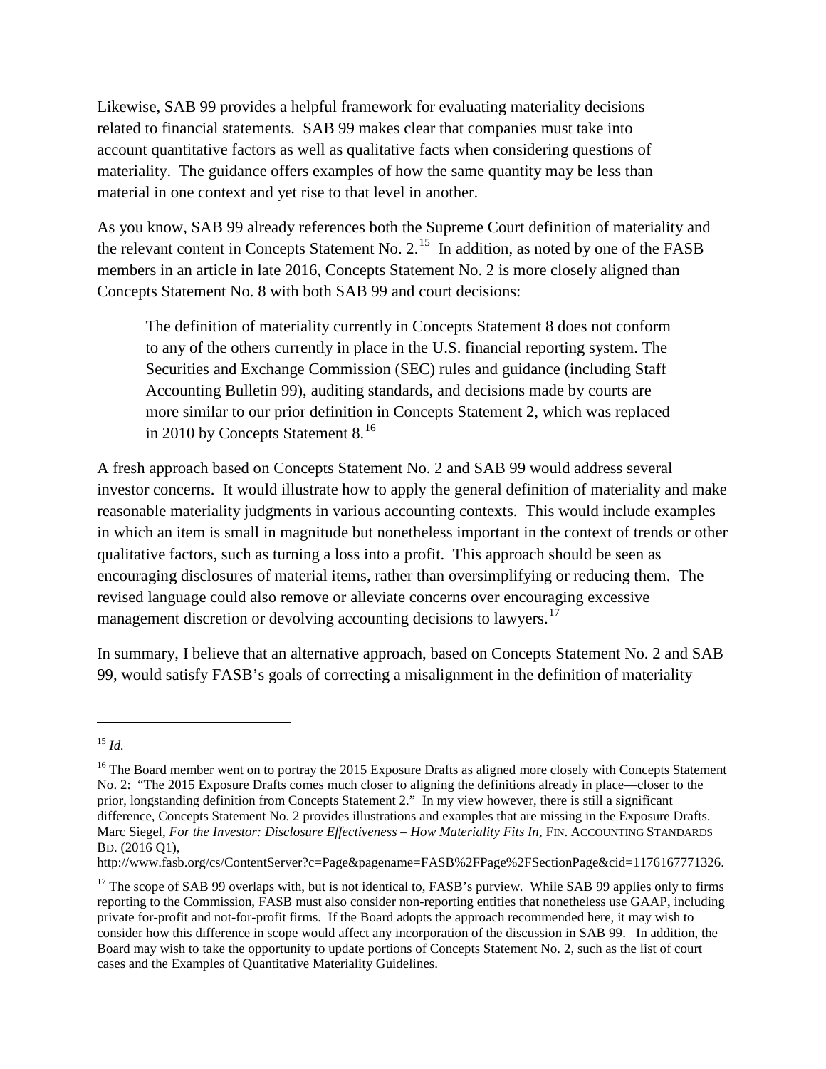Likewise, SAB 99 provides a helpful framework for evaluating materiality decisions related to financial statements. SAB 99 makes clear that companies must take into account quantitative factors as well as qualitative facts when considering questions of materiality. The guidance offers examples of how the same quantity may be less than material in one context and yet rise to that level in another.

As you know, SAB 99 already references both the Supreme Court definition of materiality and the relevant content in Concepts Statement No. 2.[15] In addition, as noted by one of the FASB members in an article in late 2016, Concepts Statement No. 2 is more closely aligned than Concepts Statement No. 8 with both SAB 99 and court decisions:

> The definition of materiality currently in Concepts Statement 8 does not conform to any of the others currently in place in the U.S. financial reporting system. The Securities and Exchange Commission (SEC) rules and guidance (including Staff Accounting Bulletin 99), auditing standards, and decisions made by courts are more similar to our prior definition in Concepts Statement 2, which was replaced in 2010 by Concepts Statement 8.[16]

A fresh approach based on Concepts Statement No. 2 and SAB 99 would address several investor concerns. It would illustrate how to apply the general definition of materiality and make reasonable materiality judgments in various accounting contexts. This would include examples in which an item is small in magnitude but nonetheless important in the context of trends or other qualitative factors, such as turning a loss into a profit. This approach should be seen as encouraging disclosures of material items, rather than oversimplifying or reducing them. The revised language could also remove or alleviate concerns over encouraging excessive management discretion or devolving accounting decisions to lawyers.[17]

In summary, I believe that an alternative approach, based on Concepts Statement No. 2 and SAB 99, would satisfy FASB's goals of correcting a misalignment in the definition of materiality

---

[15] *Id.*

[16] The Board member went on to portray the 2015 Exposure Drafts as aligned more closely with Concepts Statement No. 2: "The 2015 Exposure Drafts comes much closer to aligning the definitions already in place—closer to the prior, longstanding definition from Concepts Statement 2." In my view however, there is still a significant difference, Concepts Statement No. 2 provides illustrations and examples that are missing in the Exposure Drafts. Marc Siegel, *For the Investor: Disclosure Effectiveness – How Materiality Fits In*, FIN. ACCOUNTING STANDARDS BD. (2016 Q1), http://www.fasb.org/cs/ContentServer?c=Page&pagename=FASB%2FPage%2FSectionPage&cid=1176167771326.

[17] The scope of SAB 99 overlaps with, but is not identical to, FASB's purview. While SAB 99 applies only to firms reporting to the Commission, FASB must also consider non-reporting entities that nonetheless use GAAP, including private for-profit and not-for-profit firms. If the Board adopts the approach recommended here, it may wish to consider how this difference in scope would affect any incorporation of the discussion in SAB 99. In addition, the Board may wish to take the opportunity to update portions of Concepts Statement No. 2, such as the list of court cases and the Examples of Quantitative Materiality Guidelines.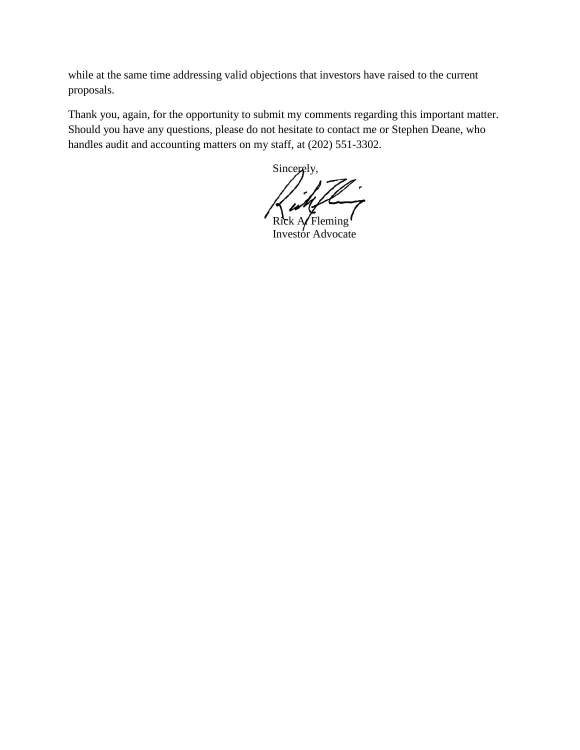while at the same time addressing valid objections that investors have raised to the current proposals.

Thank you, again, for the opportunity to submit my comments regarding this important matter. Should you have any questions, please do not hesitate to contact me or Stephen Deane, who handles audit and accounting matters on my staff, at (202) 551-3302.

Sincerely,

Rick A. Fleming  
Investor Advocate